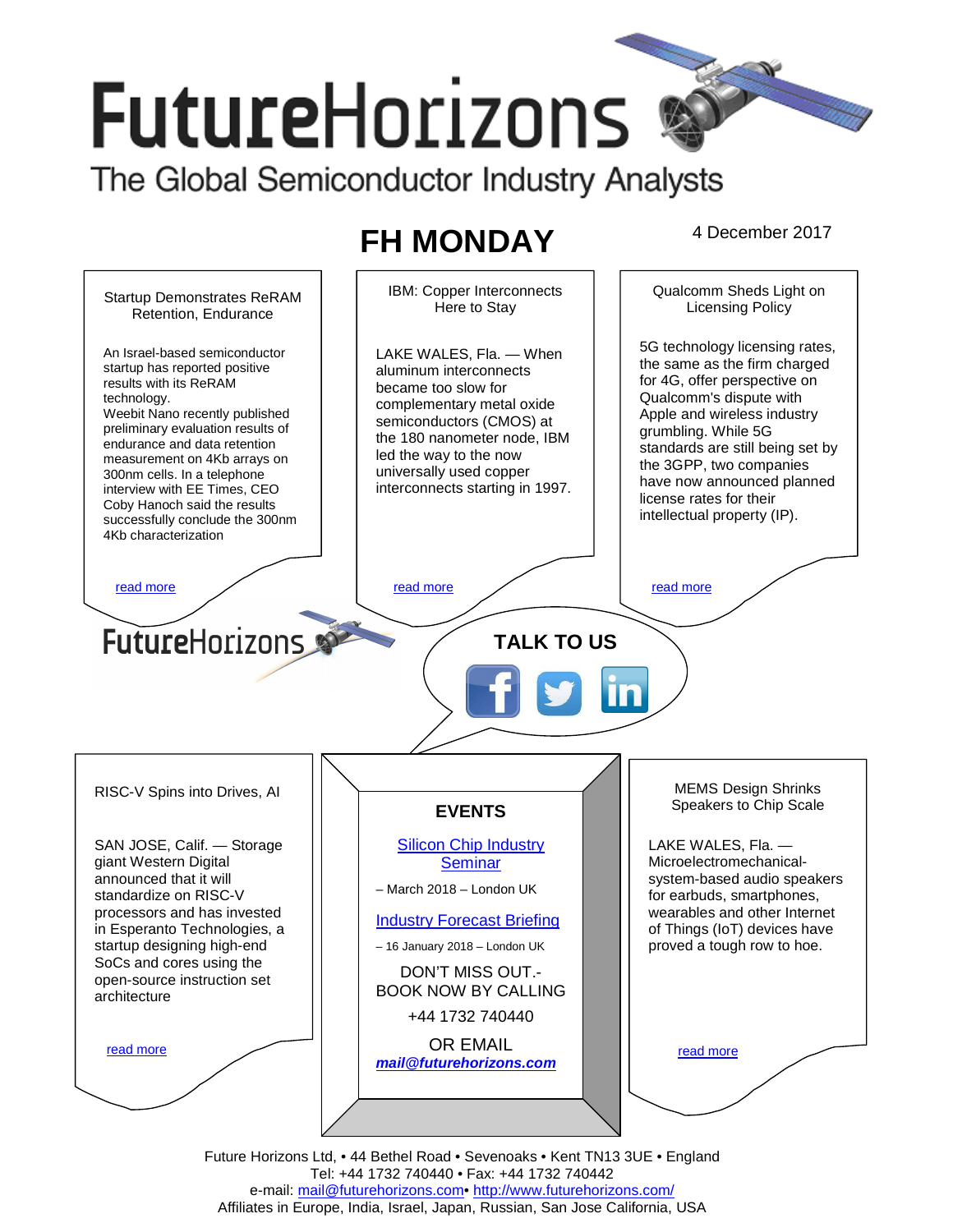# FutureHorizons

The Global Semiconductor Industry Analysts

## FH MONDAY

4 December 2017

### Startup Demonstrates ReRAM Retention, Endurance

An Israel-based semiconductor startup has reported positive results with its ReRAM technology.
Weebit Nano recently published preliminary evaluation results of endurance and data retention measurement on 4Kb arrays on 300nm cells. In a telephone interview with EE Times, CEO Coby Hanoch said the results successfully conclude the 300nm 4Kb characterization

read more

### IBM: Copper Interconnects Here to Stay

LAKE WALES, Fla. — When aluminum interconnects became too slow for complementary metal oxide semiconductors (CMOS) at the 180 nanometer node, IBM led the way to the now universally used copper interconnects starting in 1997.

read more

### Qualcomm Sheds Light on Licensing Policy

5G technology licensing rates, the same as the firm charged for 4G, offer perspective on Qualcomm's dispute with Apple and wireless industry grumbling. While 5G standards are still being set by the 3GPP, two companies have now announced planned license rates for their intellectual property (IP).

read more

FutureHorizons

**TALK TO US**

### RISC-V Spins into Drives, AI

SAN JOSE, Calif. — Storage giant Western Digital announced that it will standardize on RISC-V processors and has invested in Esperanto Technologies, a startup designing high-end SoCs and cores using the open-source instruction set architecture

read more

### EVENTS

Silicon Chip Industry Seminar

– March 2018 – London UK

Industry Forecast Briefing

– 16 January 2018 – London UK

DON'T MISS OUT.-
BOOK NOW BY CALLING

+44 1732 740440

OR EMAIL
***mail@futurehorizons.com***

### MEMS Design Shrinks Speakers to Chip Scale

LAKE WALES, Fla. — Microelectromechanical-system-based audio speakers for earbuds, smartphones, wearables and other Internet of Things (IoT) devices have proved a tough row to hoe.

read more

Future Horizons Ltd, • 44 Bethel Road • Sevenoaks • Kent TN13 3UE • England
Tel: +44 1732 740440 • Fax: +44 1732 740442
e-mail: mail@futurehorizons.com• http://www.futurehorizons.com/
Affiliates in Europe, India, Israel, Japan, Russian, San Jose California, USA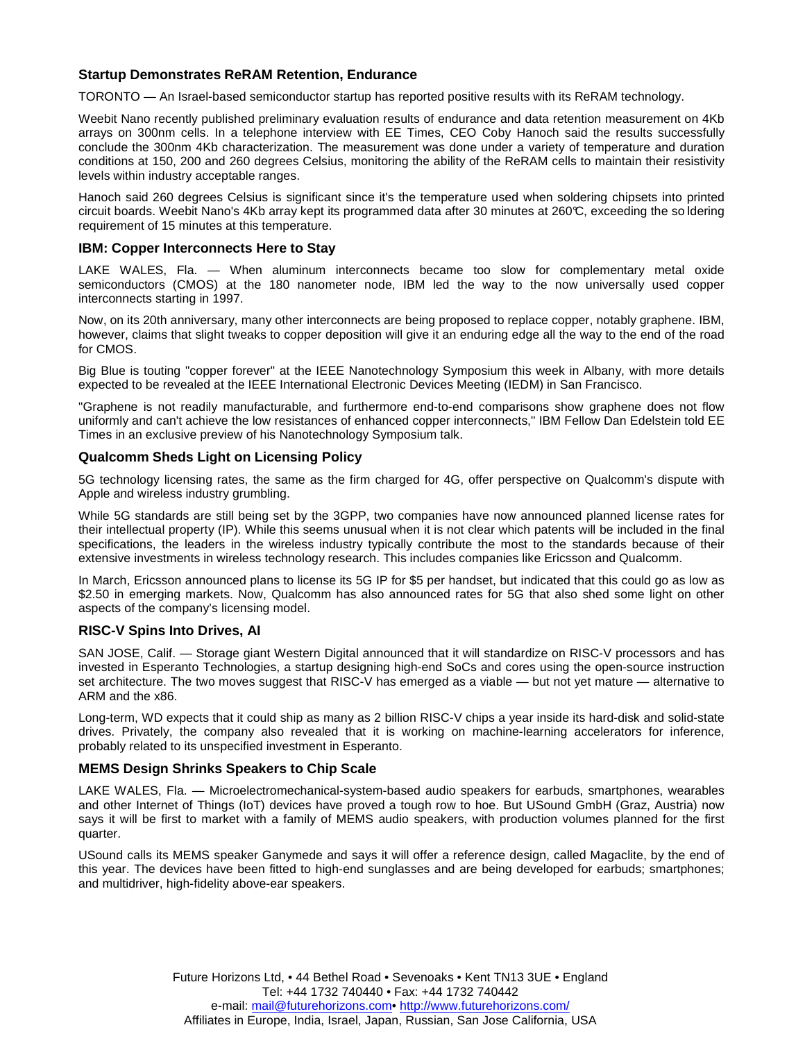### Startup Demonstrates ReRAM Retention, Endurance

TORONTO — An Israel-based semiconductor startup has reported positive results with its ReRAM technology.

Weebit Nano recently published preliminary evaluation results of endurance and data retention measurement on 4Kb arrays on 300nm cells. In a telephone interview with EE Times, CEO Coby Hanoch said the results successfully conclude the 300nm 4Kb characterization. The measurement was done under a variety of temperature and duration conditions at 150, 200 and 260 degrees Celsius, monitoring the ability of the ReRAM cells to maintain their resistivity levels within industry acceptable ranges.

Hanoch said 260 degrees Celsius is significant since it's the temperature used when soldering chipsets into printed circuit boards. Weebit Nano's 4Kb array kept its programmed data after 30 minutes at 260℃, exceeding the so ldering requirement of 15 minutes at this temperature.

### IBM: Copper Interconnects Here to Stay

LAKE WALES, Fla. — When aluminum interconnects became too slow for complementary metal oxide semiconductors (CMOS) at the 180 nanometer node, IBM led the way to the now universally used copper interconnects starting in 1997.

Now, on its 20th anniversary, many other interconnects are being proposed to replace copper, notably graphene. IBM, however, claims that slight tweaks to copper deposition will give it an enduring edge all the way to the end of the road for CMOS.

Big Blue is touting "copper forever" at the IEEE Nanotechnology Symposium this week in Albany, with more details expected to be revealed at the IEEE International Electronic Devices Meeting (IEDM) in San Francisco.

"Graphene is not readily manufacturable, and furthermore end-to-end comparisons show graphene does not flow uniformly and can't achieve the low resistances of enhanced copper interconnects," IBM Fellow Dan Edelstein told EE Times in an exclusive preview of his Nanotechnology Symposium talk.

### Qualcomm Sheds Light on Licensing Policy

5G technology licensing rates, the same as the firm charged for 4G, offer perspective on Qualcomm's dispute with Apple and wireless industry grumbling.

While 5G standards are still being set by the 3GPP, two companies have now announced planned license rates for their intellectual property (IP). While this seems unusual when it is not clear which patents will be included in the final specifications, the leaders in the wireless industry typically contribute the most to the standards because of their extensive investments in wireless technology research. This includes companies like Ericsson and Qualcomm.

In March, Ericsson announced plans to license its 5G IP for $5 per handset, but indicated that this could go as low as $2.50 in emerging markets. Now, Qualcomm has also announced rates for 5G that also shed some light on other aspects of the company's licensing model.

### RISC-V Spins Into Drives, AI

SAN JOSE, Calif. — Storage giant Western Digital announced that it will standardize on RISC-V processors and has invested in Esperanto Technologies, a startup designing high-end SoCs and cores using the open-source instruction set architecture. The two moves suggest that RISC-V has emerged as a viable — but not yet mature — alternative to ARM and the x86.

Long-term, WD expects that it could ship as many as 2 billion RISC-V chips a year inside its hard-disk and solid-state drives. Privately, the company also revealed that it is working on machine-learning accelerators for inference, probably related to its unspecified investment in Esperanto.

### MEMS Design Shrinks Speakers to Chip Scale

LAKE WALES, Fla. — Microelectromechanical-system-based audio speakers for earbuds, smartphones, wearables and other Internet of Things (IoT) devices have proved a tough row to hoe. But USound GmbH (Graz, Austria) now says it will be first to market with a family of MEMS audio speakers, with production volumes planned for the first quarter.

USound calls its MEMS speaker Ganymede and says it will offer a reference design, called Magaclite, by the end of this year. The devices have been fitted to high-end sunglasses and are being developed for earbuds; smartphones; and multidriver, high-fidelity above-ear speakers.

Future Horizons Ltd, • 44 Bethel Road • Sevenoaks • Kent TN13 3UE • England
Tel: +44 1732 740440 • Fax: +44 1732 740442
e-mail: mail@futurehorizons.com• http://www.futurehorizons.com/
Affiliates in Europe, India, Israel, Japan, Russian, San Jose California, USA